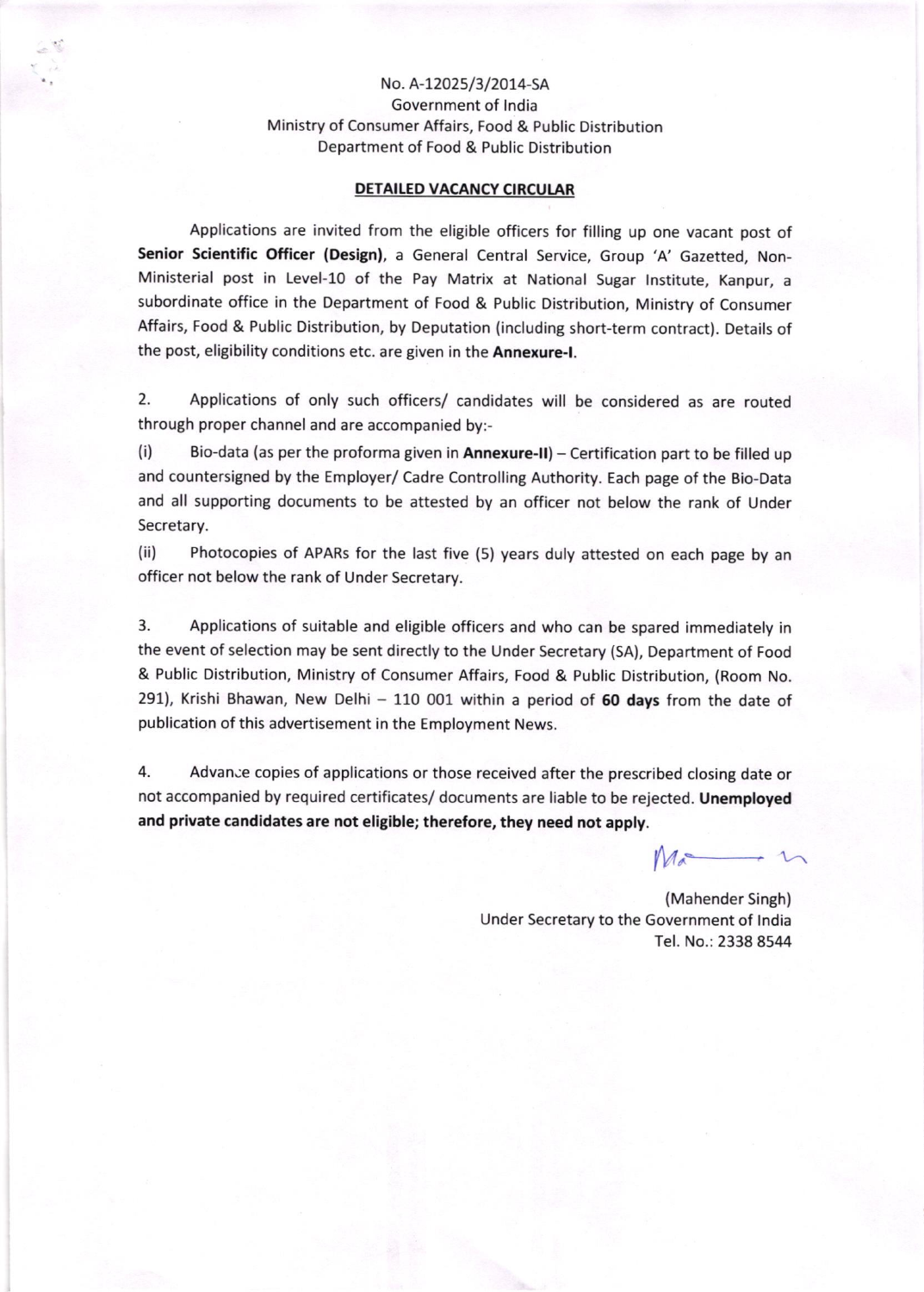No. A-12025/3/2014-SA
Government of India
Ministry of Consumer Affairs, Food & Public Distribution
Department of Food & Public Distribution

## DETAILED VACANCY CIRCULAR

Applications are invited from the eligible officers for filling up one vacant post of **Senior Scientific Officer (Design)**, a General Central Service, Group 'A' Gazetted, Non-Ministerial post in Level-10 of the Pay Matrix at National Sugar Institute, Kanpur, a subordinate office in the Department of Food & Public Distribution, Ministry of Consumer Affairs, Food & Public Distribution, by Deputation (including short-term contract). Details of the post, eligibility conditions etc. are given in the **Annexure-I**.

2. Applications of only such officers/ candidates will be considered as are routed through proper channel and are accompanied by:-

(i) Bio-data (as per the proforma given in **Annexure-II**) – Certification part to be filled up and countersigned by the Employer/ Cadre Controlling Authority. Each page of the Bio-Data and all supporting documents to be attested by an officer not below the rank of Under Secretary.

(ii) Photocopies of APARs for the last five (5) years duly attested on each page by an officer not below the rank of Under Secretary.

3. Applications of suitable and eligible officers and who can be spared immediately in the event of selection may be sent directly to the Under Secretary (SA), Department of Food & Public Distribution, Ministry of Consumer Affairs, Food & Public Distribution, (Room No. 291), Krishi Bhawan, New Delhi – 110 001 within a period of **60 days** from the date of publication of this advertisement in the Employment News.

4. Advance copies of applications or those received after the prescribed closing date or not accompanied by required certificates/ documents are liable to be rejected. **Unemployed and private candidates are not eligible; therefore, they need not apply.**

(Mahender Singh)
Under Secretary to the Government of India
Tel. No.: 2338 8544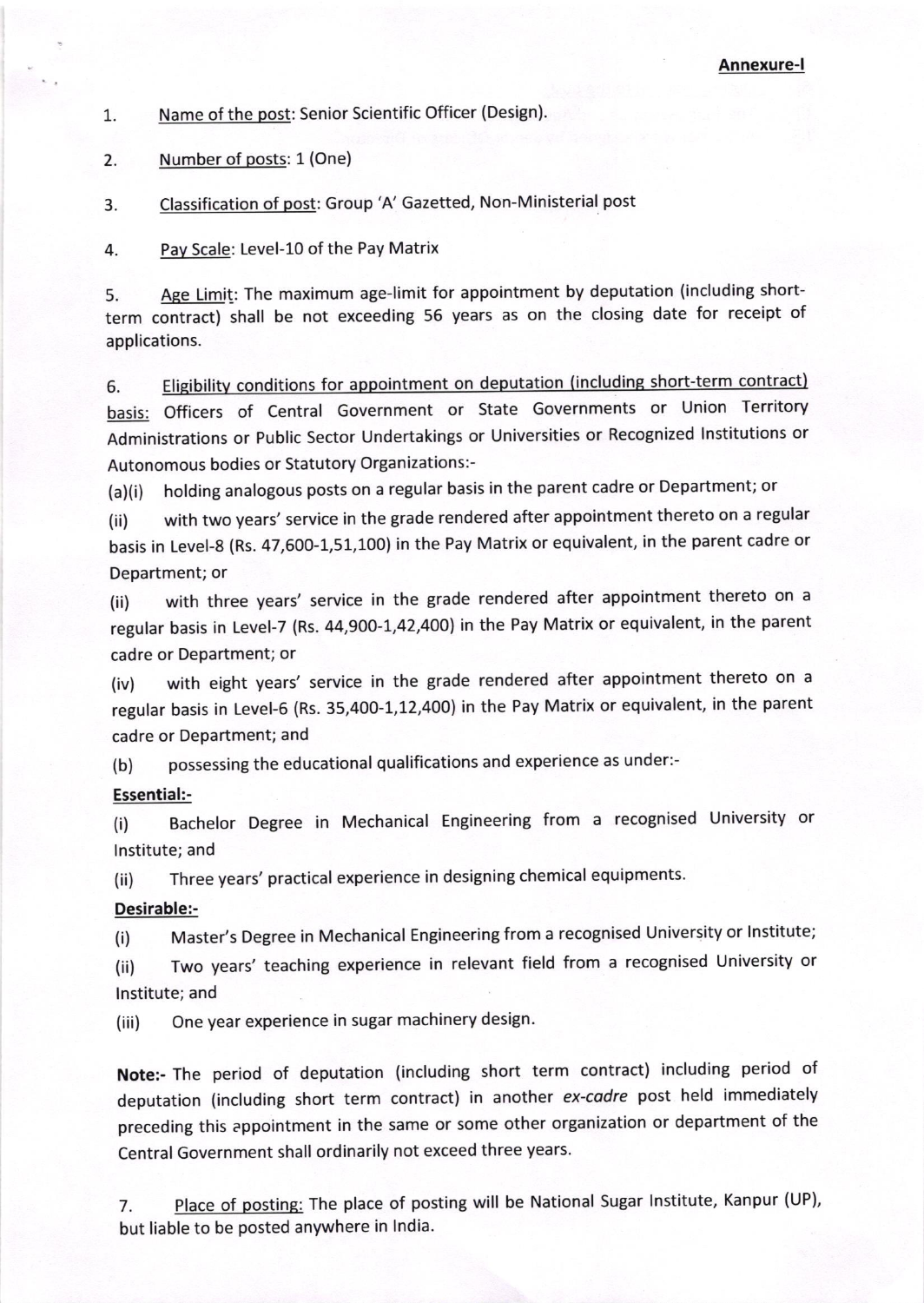**Annexure-I**

1. Name of the post: Senior Scientific Officer (Design).

2. Number of posts: 1 (One)

3. Classification of post: Group 'A' Gazetted, Non-Ministerial post

4. Pay Scale: Level-10 of the Pay Matrix

5. Age Limit: The maximum age-limit for appointment by deputation (including short-term contract) shall be not exceeding 56 years as on the closing date for receipt of applications.

6. Eligibility conditions for appointment on deputation (including short-term contract) basis: Officers of Central Government or State Governments or Union Territory Administrations or Public Sector Undertakings or Universities or Recognized Institutions or Autonomous bodies or Statutory Organizations:-

(a)(i) holding analogous posts on a regular basis in the parent cadre or Department; or

(ii) with two years' service in the grade rendered after appointment thereto on a regular basis in Level-8 (Rs. 47,600-1,51,100) in the Pay Matrix or equivalent, in the parent cadre or Department; or

(ii) with three years' service in the grade rendered after appointment thereto on a regular basis in Level-7 (Rs. 44,900-1,42,400) in the Pay Matrix or equivalent, in the parent cadre or Department; or

(iv) with eight years' service in the grade rendered after appointment thereto on a regular basis in Level-6 (Rs. 35,400-1,12,400) in the Pay Matrix or equivalent, in the parent cadre or Department; and

(b) possessing the educational qualifications and experience as under:-

**Essential:-**

(i) Bachelor Degree in Mechanical Engineering from a recognised University or Institute; and

(ii) Three years' practical experience in designing chemical equipments.

**Desirable:-**

(i) Master's Degree in Mechanical Engineering from a recognised University or Institute;

(ii) Two years' teaching experience in relevant field from a recognised University or Institute; and

(iii) One year experience in sugar machinery design.

**Note:-** The period of deputation (including short term contract) including period of deputation (including short term contract) in another *ex-cadre* post held immediately preceding this appointment in the same or some other organization or department of the Central Government shall ordinarily not exceed three years.

7. Place of posting: The place of posting will be National Sugar Institute, Kanpur (UP), but liable to be posted anywhere in India.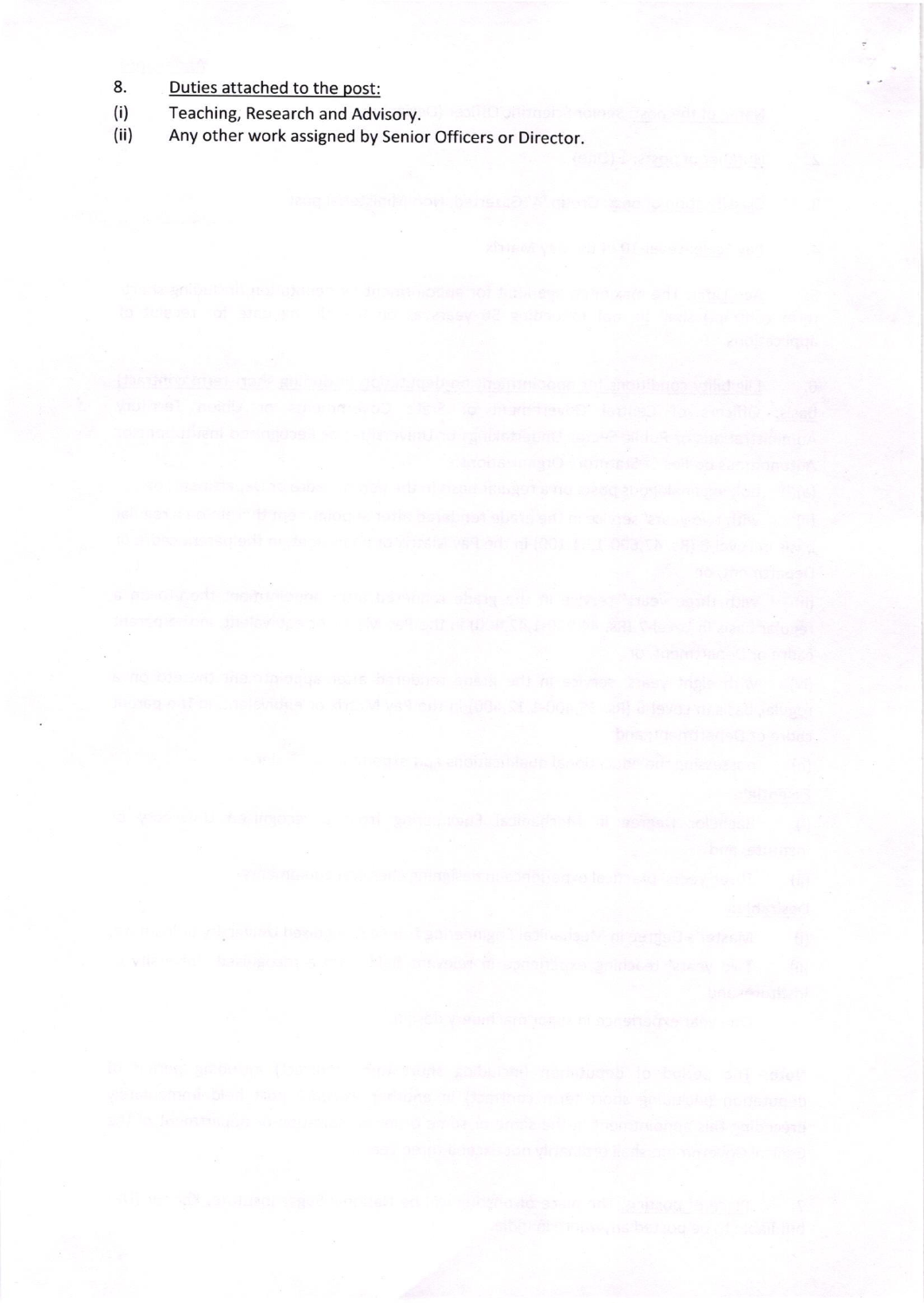8. Duties attached to the post:

(i) Teaching, Research and Advisory.

(ii) Any other work assigned by Senior Officers or Director.